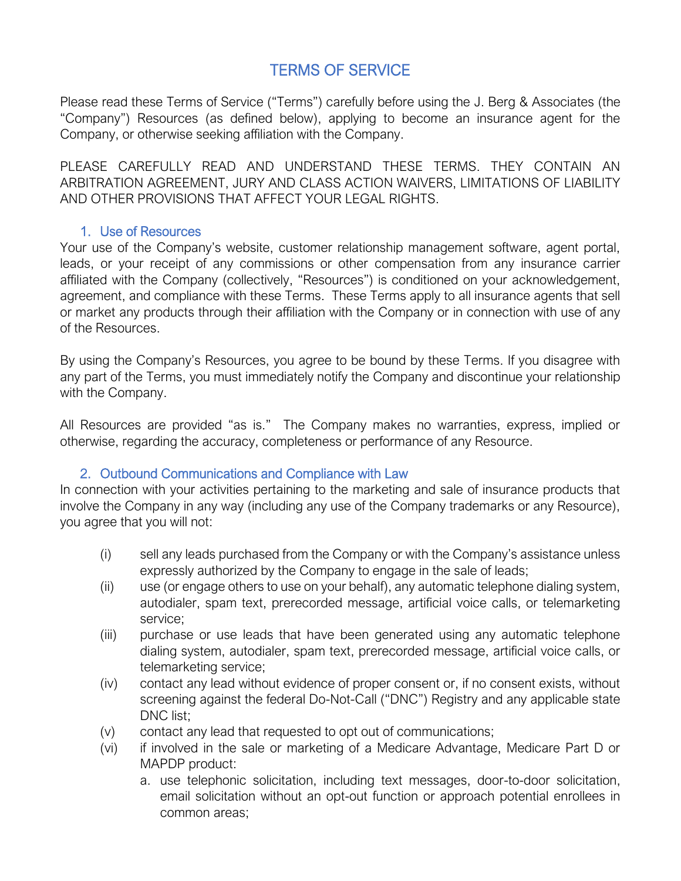# TERMS OF SERVICE

Please read these Terms of Service ("Terms") carefully before using the J. Berg & Associates (the "Company") Resources (as defined below), applying to become an insurance agent for the Company, or otherwise seeking affiliation with the Company.

PLEASE CAREFULLY READ AND UNDERSTAND THESE TERMS. THEY CONTAIN AN ARBITRATION AGREEMENT, JURY AND CLASS ACTION WAIVERS, LIMITATIONS OF LIABILITY AND OTHER PROVISIONS THAT AFFECT YOUR LEGAL RIGHTS.

## 1. Use of Resources

Your use of the Company's website, customer relationship management software, agent portal, leads, or your receipt of any commissions or other compensation from any insurance carrier affiliated with the Company (collectively, "Resources") is conditioned on your acknowledgement, agreement, and compliance with these Terms. These Terms apply to all insurance agents that sell or market any products through their affiliation with the Company or in connection with use of any of the Resources.

By using the Company's Resources, you agree to be bound by these Terms. If you disagree with any part of the Terms, you must immediately notify the Company and discontinue your relationship with the Company.

All Resources are provided "as is." The Company makes no warranties, express, implied or otherwise, regarding the accuracy, completeness or performance of any Resource.

## 2. Outbound Communications and Compliance with Law

In connection with your activities pertaining to the marketing and sale of insurance products that involve the Company in any way (including any use of the Company trademarks or any Resource), you agree that you will not:

- (i) sell any leads purchased from the Company or with the Company's assistance unless expressly authorized by the Company to engage in the sale of leads;
- (ii) use (or engage others to use on your behalf), any automatic telephone dialing system, autodialer, spam text, prerecorded message, artificial voice calls, or telemarketing service;
- (iii) purchase or use leads that have been generated using any automatic telephone dialing system, autodialer, spam text, prerecorded message, artificial voice calls, or telemarketing service;
- (iv) contact any lead without evidence of proper consent or, if no consent exists, without screening against the federal Do-Not-Call ("DNC") Registry and any applicable state DNC list;
- (v) contact any lead that requested to opt out of communications;
- (vi) if involved in the sale or marketing of a Medicare Advantage, Medicare Part D or MAPDP product:
    - a. use telephonic solicitation, including text messages, door-to-door solicitation, email solicitation without an opt-out function or approach potential enrollees in common areas;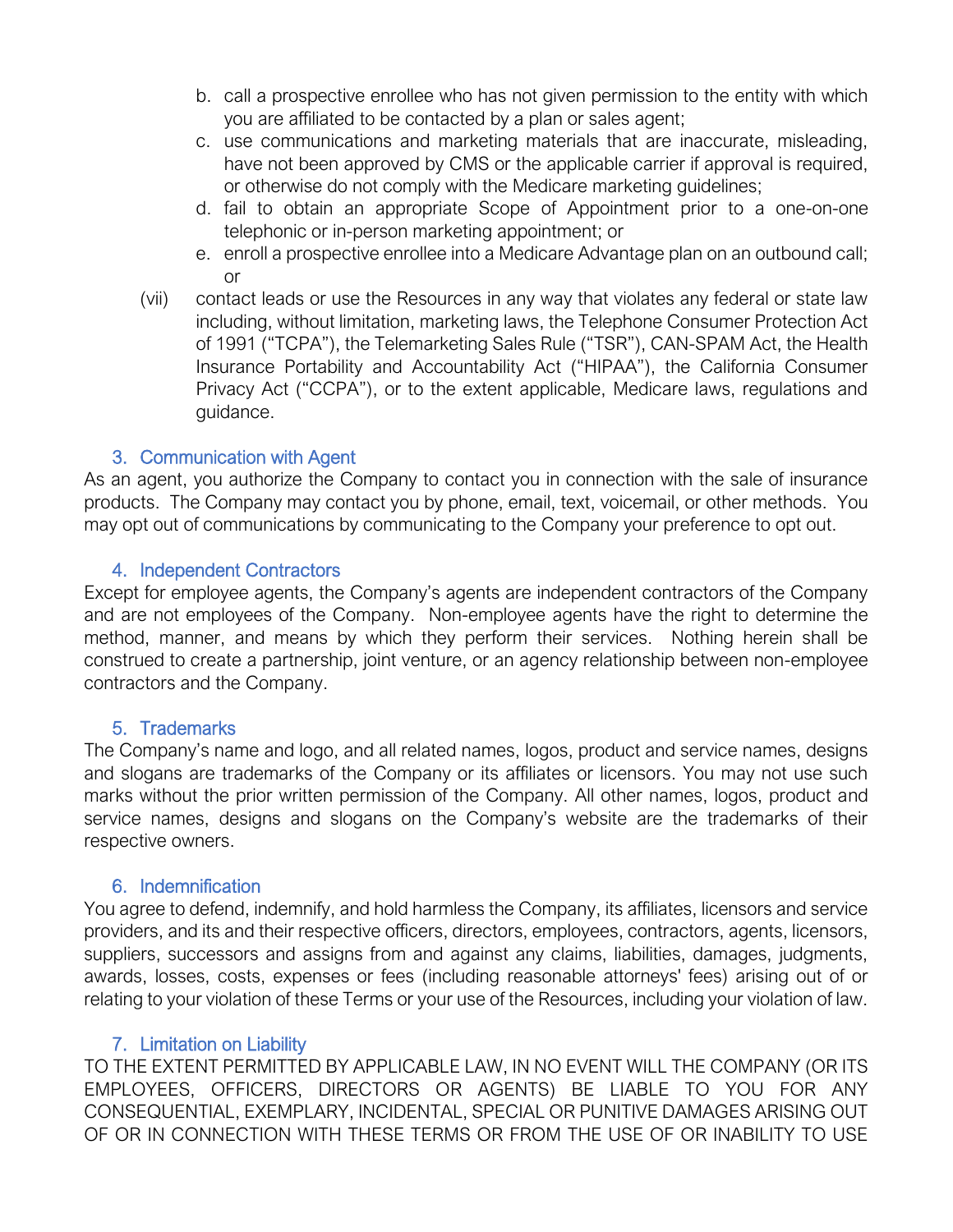b. call a prospective enrollee who has not given permission to the entity with which you are affiliated to be contacted by a plan or sales agent;
   c. use communications and marketing materials that are inaccurate, misleading, have not been approved by CMS or the applicable carrier if approval is required, or otherwise do not comply with the Medicare marketing guidelines;
   d. fail to obtain an appropriate Scope of Appointment prior to a one-on-one telephonic or in-person marketing appointment; or
   e. enroll a prospective enrollee into a Medicare Advantage plan on an outbound call; or

(vii) contact leads or use the Resources in any way that violates any federal or state law including, without limitation, marketing laws, the Telephone Consumer Protection Act of 1991 ("TCPA"), the Telemarketing Sales Rule ("TSR"), CAN-SPAM Act, the Health Insurance Portability and Accountability Act ("HIPAA"), the California Consumer Privacy Act ("CCPA"), or to the extent applicable, Medicare laws, regulations and guidance.

## 3. Communication with Agent

As an agent, you authorize the Company to contact you in connection with the sale of insurance products. The Company may contact you by phone, email, text, voicemail, or other methods. You may opt out of communications by communicating to the Company your preference to opt out.

## 4. Independent Contractors

Except for employee agents, the Company's agents are independent contractors of the Company and are not employees of the Company. Non-employee agents have the right to determine the method, manner, and means by which they perform their services. Nothing herein shall be construed to create a partnership, joint venture, or an agency relationship between non-employee contractors and the Company.

## 5. Trademarks

The Company's name and logo, and all related names, logos, product and service names, designs and slogans are trademarks of the Company or its affiliates or licensors. You may not use such marks without the prior written permission of the Company. All other names, logos, product and service names, designs and slogans on the Company's website are the trademarks of their respective owners.

## 6. Indemnification

You agree to defend, indemnify, and hold harmless the Company, its affiliates, licensors and service providers, and its and their respective officers, directors, employees, contractors, agents, licensors, suppliers, successors and assigns from and against any claims, liabilities, damages, judgments, awards, losses, costs, expenses or fees (including reasonable attorneys' fees) arising out of or relating to your violation of these Terms or your use of the Resources, including your violation of law.

## 7. Limitation on Liability

TO THE EXTENT PERMITTED BY APPLICABLE LAW, IN NO EVENT WILL THE COMPANY (OR ITS EMPLOYEES, OFFICERS, DIRECTORS OR AGENTS) BE LIABLE TO YOU FOR ANY CONSEQUENTIAL, EXEMPLARY, INCIDENTAL, SPECIAL OR PUNITIVE DAMAGES ARISING OUT OF OR IN CONNECTION WITH THESE TERMS OR FROM THE USE OF OR INABILITY TO USE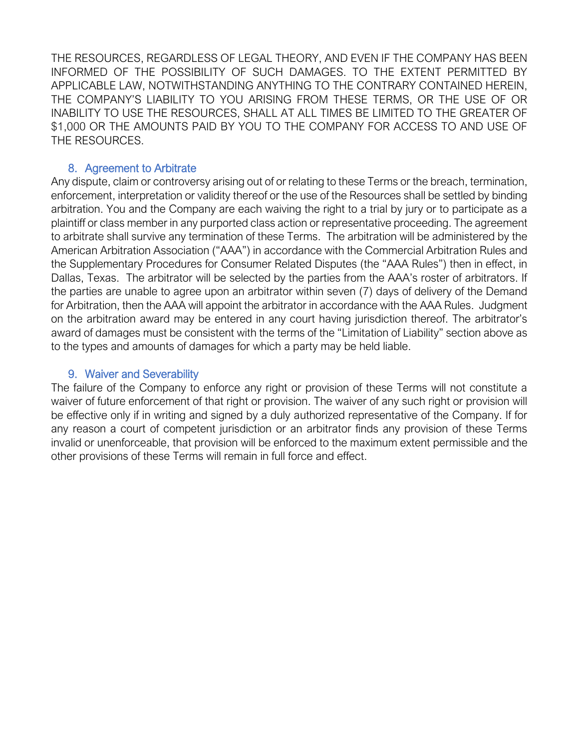THE RESOURCES, REGARDLESS OF LEGAL THEORY, AND EVEN IF THE COMPANY HAS BEEN INFORMED OF THE POSSIBILITY OF SUCH DAMAGES. TO THE EXTENT PERMITTED BY APPLICABLE LAW, NOTWITHSTANDING ANYTHING TO THE CONTRARY CONTAINED HEREIN, THE COMPANY'S LIABILITY TO YOU ARISING FROM THESE TERMS, OR THE USE OF OR INABILITY TO USE THE RESOURCES, SHALL AT ALL TIMES BE LIMITED TO THE GREATER OF $1,000 OR THE AMOUNTS PAID BY YOU TO THE COMPANY FOR ACCESS TO AND USE OF THE RESOURCES.

## 8. Agreement to Arbitrate

Any dispute, claim or controversy arising out of or relating to these Terms or the breach, termination, enforcement, interpretation or validity thereof or the use of the Resources shall be settled by binding arbitration. You and the Company are each waiving the right to a trial by jury or to participate as a plaintiff or class member in any purported class action or representative proceeding. The agreement to arbitrate shall survive any termination of these Terms. The arbitration will be administered by the American Arbitration Association ("AAA") in accordance with the Commercial Arbitration Rules and the Supplementary Procedures for Consumer Related Disputes (the "AAA Rules") then in effect, in Dallas, Texas. The arbitrator will be selected by the parties from the AAA's roster of arbitrators. If the parties are unable to agree upon an arbitrator within seven (7) days of delivery of the Demand for Arbitration, then the AAA will appoint the arbitrator in accordance with the AAA Rules. Judgment on the arbitration award may be entered in any court having jurisdiction thereof. The arbitrator's award of damages must be consistent with the terms of the "Limitation of Liability" section above as to the types and amounts of damages for which a party may be held liable.

## 9. Waiver and Severability

The failure of the Company to enforce any right or provision of these Terms will not constitute a waiver of future enforcement of that right or provision. The waiver of any such right or provision will be effective only if in writing and signed by a duly authorized representative of the Company. If for any reason a court of competent jurisdiction or an arbitrator finds any provision of these Terms invalid or unenforceable, that provision will be enforced to the maximum extent permissible and the other provisions of these Terms will remain in full force and effect.